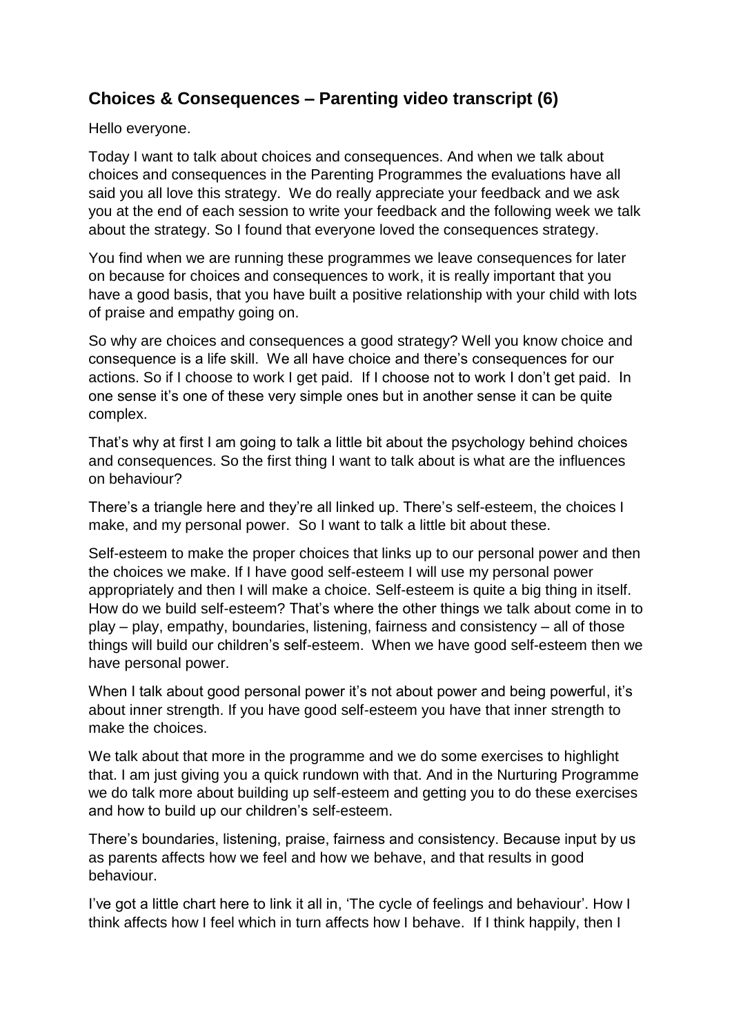## Choices & Consequences – Parenting video transcript (6)

Hello everyone.

Today I want to talk about choices and consequences. And when we talk about choices and consequences in the Parenting Programmes the evaluations have all said you all love this strategy. We do really appreciate your feedback and we ask you at the end of each session to write your feedback and the following week we talk about the strategy. So I found that everyone loved the consequences strategy.

You find when we are running these programmes we leave consequences for later on because for choices and consequences to work, it is really important that you have a good basis, that you have built a positive relationship with your child with lots of praise and empathy going on.

So why are choices and consequences a good strategy? Well you know choice and consequence is a life skill. We all have choice and there's consequences for our actions. So if I choose to work I get paid. If I choose not to work I don't get paid. In one sense it's one of these very simple ones but in another sense it can be quite complex.

That's why at first I am going to talk a little bit about the psychology behind choices and consequences. So the first thing I want to talk about is what are the influences on behaviour?

There's a triangle here and they're all linked up. There's self-esteem, the choices I make, and my personal power. So I want to talk a little bit about these.

Self-esteem to make the proper choices that links up to our personal power and then the choices we make. If I have good self-esteem I will use my personal power appropriately and then I will make a choice. Self-esteem is quite a big thing in itself. How do we build self-esteem? That's where the other things we talk about come in to play – play, empathy, boundaries, listening, fairness and consistency – all of those things will build our children's self-esteem. When we have good self-esteem then we have personal power.

When I talk about good personal power it's not about power and being powerful, it's about inner strength. If you have good self-esteem you have that inner strength to make the choices.

We talk about that more in the programme and we do some exercises to highlight that. I am just giving you a quick rundown with that. And in the Nurturing Programme we do talk more about building up self-esteem and getting you to do these exercises and how to build up our children's self-esteem.

There's boundaries, listening, praise, fairness and consistency. Because input by us as parents affects how we feel and how we behave, and that results in good behaviour.

I've got a little chart here to link it all in, 'The cycle of feelings and behaviour'. How I think affects how I feel which in turn affects how I behave. If I think happily, then I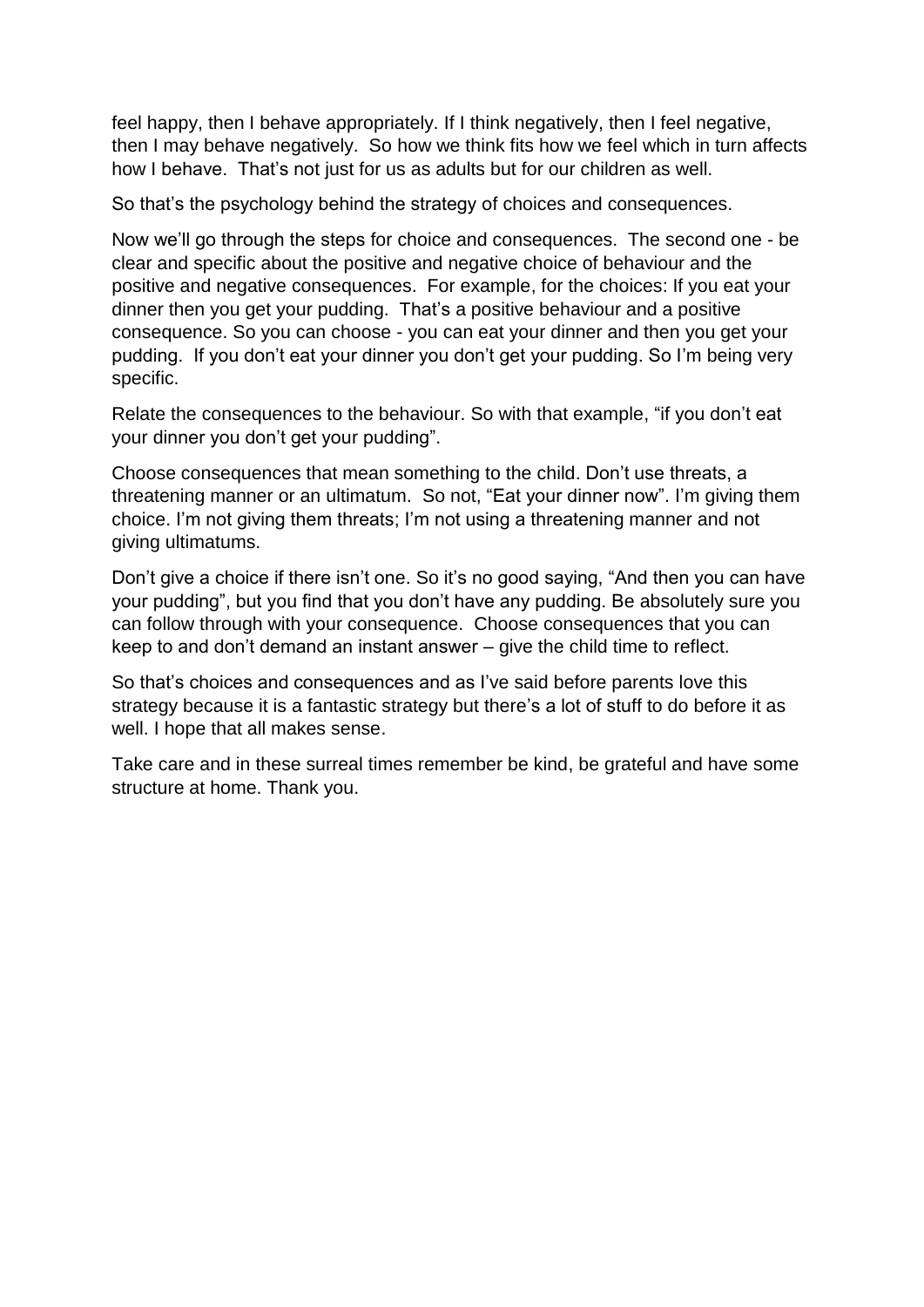feel happy, then I behave appropriately. If I think negatively, then I feel negative, then I may behave negatively. So how we think fits how we feel which in turn affects how I behave. That's not just for us as adults but for our children as well.

So that's the psychology behind the strategy of choices and consequences.

Now we'll go through the steps for choice and consequences. The second one - be clear and specific about the positive and negative choice of behaviour and the positive and negative consequences. For example, for the choices: If you eat your dinner then you get your pudding. That's a positive behaviour and a positive consequence. So you can choose - you can eat your dinner and then you get your pudding. If you don't eat your dinner you don't get your pudding. So I'm being very specific.

Relate the consequences to the behaviour. So with that example, "if you don't eat your dinner you don't get your pudding".

Choose consequences that mean something to the child. Don't use threats, a threatening manner or an ultimatum. So not, "Eat your dinner now". I'm giving them choice. I'm not giving them threats; I'm not using a threatening manner and not giving ultimatums.

Don't give a choice if there isn't one. So it's no good saying, "And then you can have your pudding", but you find that you don't have any pudding. Be absolutely sure you can follow through with your consequence. Choose consequences that you can keep to and don't demand an instant answer – give the child time to reflect.

So that's choices and consequences and as I've said before parents love this strategy because it is a fantastic strategy but there's a lot of stuff to do before it as well. I hope that all makes sense.

Take care and in these surreal times remember be kind, be grateful and have some structure at home. Thank you.